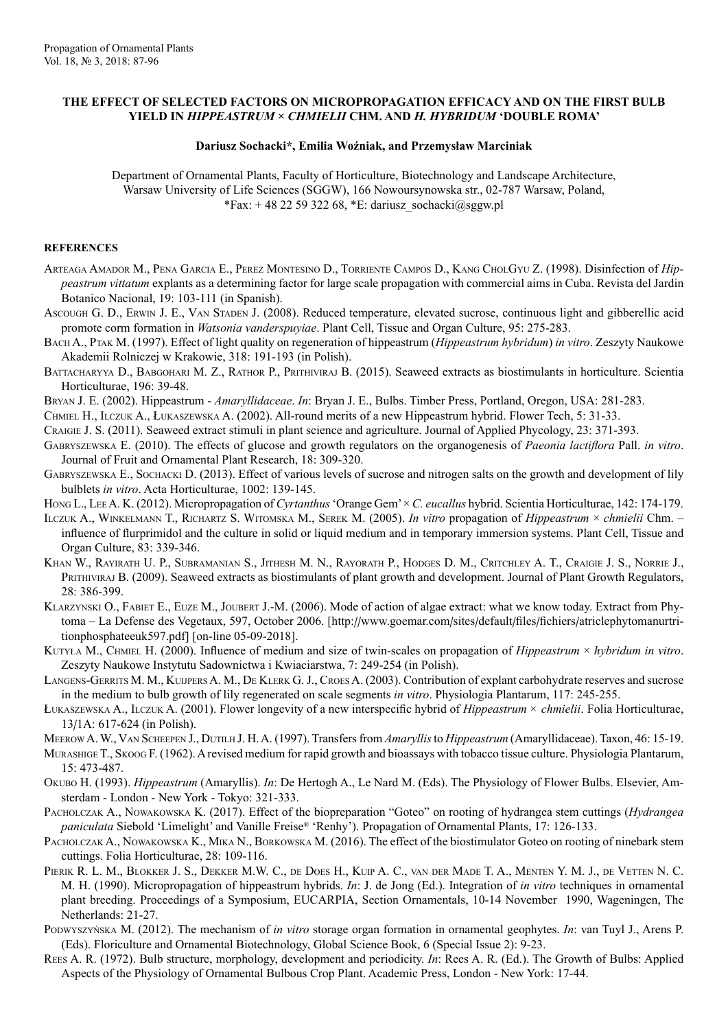# THE EFFECT OF SELECTED FACTORS ON MICROPROPAGATION EFFICACY AND ON THE FIRST BULB YIELD IN *HIPPEASTRUM* × *CHMIELII* CHM. AND *H. HYBRIDUM* 'DOUBLE ROMA'

**Dariusz Sochacki\*, Emilia Woźniak, and Przemysław Marciniak**

Department of Ornamental Plants, Faculty of Horticulture, Biotechnology and Landscape Architecture, Warsaw University of Life Sciences (SGGW), 166 Nowoursynowska str., 02-787 Warsaw, Poland,
\*Fax: + 48 22 59 322 68, \*E: dariusz_sochacki@sggw.pl

## REFERENCES

Arteaga Amador M., Pena Garcia E., Perez Montesino D., Torriente Campos D., Kang CholGyu Z. (1998). Disinfection of *Hippeastrum vittatum* explants as a determining factor for large scale propagation with commercial aims in Cuba. Revista del Jardin Botanico Nacional, 19: 103-111 (in Spanish).

Ascough G. D., Erwin J. E., Van Staden J. (2008). Reduced temperature, elevated sucrose, continuous light and gibberellic acid promote corm formation in *Watsonia vanderspuyiae*. Plant Cell, Tissue and Organ Culture, 95: 275-283.

Bach A., Ptak M. (1997). Effect of light quality on regeneration of hippeastrum (*Hippeastrum hybridum*) *in vitro*. Zeszyty Naukowe Akademii Rolniczej w Krakowie, 318: 191-193 (in Polish).

Battacharyya D., Babgohari M. Z., Rathor P., Prithiviraj B. (2015). Seaweed extracts as biostimulants in horticulture. Scientia Horticulturae, 196: 39-48.

Bryan J. E. (2002). Hippeastrum - *Amaryllidaceae*. *In*: Bryan J. E., Bulbs. Timber Press, Portland, Oregon, USA: 281-283.

Chmiel H., Ilczuk A., Łukaszewska A. (2002). All-round merits of a new Hippeastrum hybrid. Flower Tech, 5: 31-33.

Craigie J. S. (2011). Seaweed extract stimuli in plant science and agriculture. Journal of Applied Phycology, 23: 371-393.

Gabryszewska E. (2010). The effects of glucose and growth regulators on the organogenesis of *Paeonia lactiflora* Pall. *in vitro*. Journal of Fruit and Ornamental Plant Research, 18: 309-320.

Gabryszewska E., Sochacki D. (2013). Effect of various levels of sucrose and nitrogen salts on the growth and development of lily bulblets *in vitro*. Acta Horticulturae, 1002: 139-145.

Hong L., Lee A. K. (2012). Micropropagation of *Cyrtanthus* 'Orange Gem' × *C. eucallus* hybrid. Scientia Horticulturae, 142: 174-179.

Ilczuk A., Winkelmann T., Richartz S. Witomska M., Serek M. (2005). *In vitro* propagation of *Hippeastrum* × *chmielii* Chm. – influence of flurprimidol and the culture in solid or liquid medium and in temporary immersion systems. Plant Cell, Tissue and Organ Culture, 83: 339-346.

Khan W., Rayirath U. P., Subramanian S., Jithesh M. N., Rayorath P., Hodges D. M., Critchley A. T., Craigie J. S., Norrie J., Prithiviraj B. (2009). Seaweed extracts as biostimulants of plant growth and development. Journal of Plant Growth Regulators, 28: 386-399.

Klarzynski O., Fabiet E., Euze M., Joubert J.-M. (2006). Mode of action of algae extract: what we know today. Extract from Phytoma – La Defense des Vegetaux, 597, October 2006. [http://www.goemar.com/sites/default/files/fichiers/atriclephytomanurtritionphosphateeuk597.pdf] [on-line 05-09-2018].

Kutyła M., Chmiel H. (2000). Influence of medium and size of twin-scales on propagation of *Hippeastrum* × *hybridum in vitro*. Zeszyty Naukowe Instytutu Sadownictwa i Kwiaciarstwa, 7: 249-254 (in Polish).

Langens-Gerrits M. M., Kuijpers A. M., De Klerk G. J., Croes A. (2003). Contribution of explant carbohydrate reserves and sucrose in the medium to bulb growth of lily regenerated on scale segments *in vitro*. Physiologia Plantarum, 117: 245-255.

Łukaszewska A., Ilczuk A. (2001). Flower longevity of a new interspecific hybrid of *Hippeastrum* × *chmielii*. Folia Horticulturae, 13/1A: 617-624 (in Polish).

Meerow A. W., Van Scheepen J., Dutilh J. H. A. (1997). Transfers from *Amaryllis* to *Hippeastrum* (Amaryllidaceae). Taxon, 46: 15-19.

Murashige T., Skoog F. (1962). A revised medium for rapid growth and bioassays with tobacco tissue culture. Physiologia Plantarum, 15: 473-487.

Okubo H. (1993). *Hippeastrum* (Amaryllis). *In*: De Hertogh A., Le Nard M. (Eds). The Physiology of Flower Bulbs. Elsevier, Amsterdam - London - New York - Tokyo: 321-333.

Pacholczak A., Nowakowska K. (2017). Effect of the biopreparation "Goteo" on rooting of hydrangea stem cuttings (*Hydrangea paniculata* Siebold 'Limelight' and Vanille Freise® 'Renhy'). Propagation of Ornamental Plants, 17: 126-133.

Pacholczak A., Nowakowska K., Mika N., Borkowska M. (2016). The effect of the biostimulator Goteo on rooting of ninebark stem cuttings. Folia Horticulturae, 28: 109-116.

Pierik R. L. M., Blokker J. S., Dekker M.W. C., de Does H., Kuip A. C., van der Made T. A., Menten Y. M. J., de Vetten N. C. M. H. (1990). Micropropagation of hippeastrum hybrids. *In*: J. de Jong (Ed.). Integration of *in vitro* techniques in ornamental plant breeding. Proceedings of a Symposium, EUCARPIA, Section Ornamentals, 10-14 November 1990, Wageningen, The Netherlands: 21-27.

Podwyszyńska M. (2012). The mechanism of *in vitro* storage organ formation in ornamental geophytes. *In*: van Tuyl J., Arens P. (Eds). Floriculture and Ornamental Biotechnology, Global Science Book, 6 (Special Issue 2): 9-23.

Rees A. R. (1972). Bulb structure, morphology, development and periodicity. *In*: Rees A. R. (Ed.). The Growth of Bulbs: Applied Aspects of the Physiology of Ornamental Bulbous Crop Plant. Academic Press, London - New York: 17-44.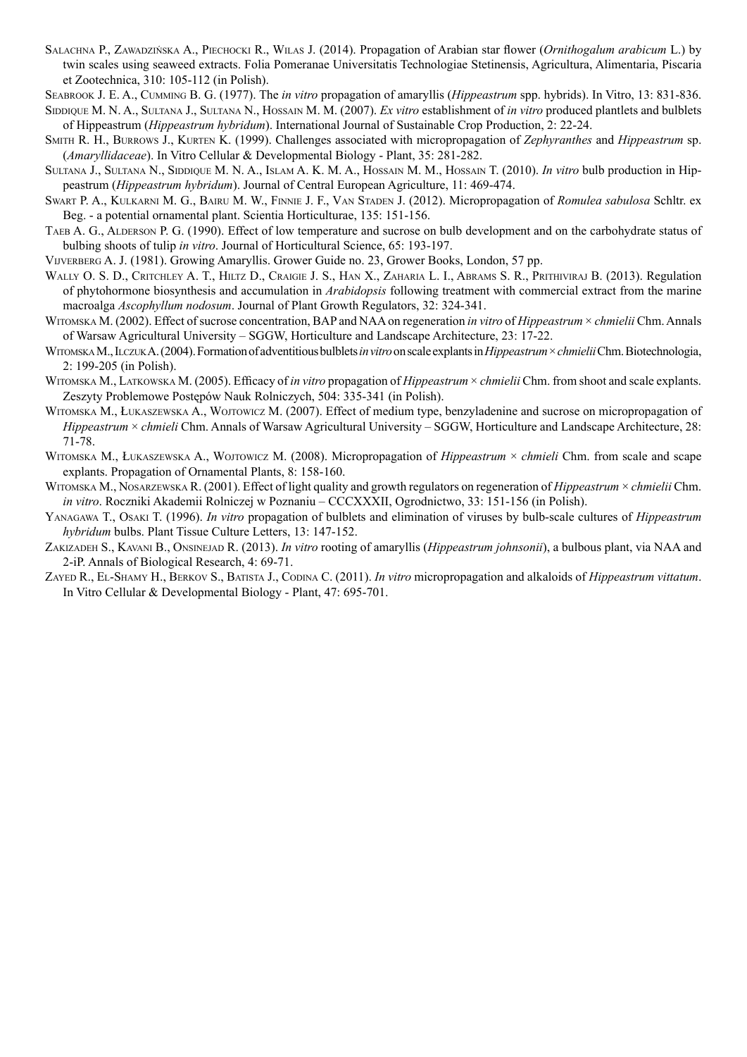Salachna P., Zawadzińska A., Piechocki R., Wilas J. (2014). Propagation of Arabian star flower (*Ornithogalum arabicum* L.) by twin scales using seaweed extracts. Folia Pomeranae Universitatis Technologiae Stetinensis, Agricultura, Alimentaria, Piscaria et Zootechnica, 310: 105-112 (in Polish).

Seabrook J. E. A., Cumming B. G. (1977). The *in vitro* propagation of amaryllis (*Hippeastrum* spp. hybrids). In Vitro, 13: 831-836.

Siddique M. N. A., Sultana J., Sultana N., Hossain M. M. (2007). *Ex vitro* establishment of *in vitro* produced plantlets and bulblets of Hippeastrum (*Hippeastrum hybridum*). International Journal of Sustainable Crop Production, 2: 22-24.

Smith R. H., Burrows J., Kurten K. (1999). Challenges associated with micropropagation of *Zephyranthes* and *Hippeastrum* sp. (*Amaryllidaceae*). In Vitro Cellular & Developmental Biology - Plant, 35: 281-282.

Sultana J., Sultana N., Siddique M. N. A., Islam A. K. M. A., Hossain M. M., Hossain T. (2010). *In vitro* bulb production in Hippeastrum (*Hippeastrum hybridum*). Journal of Central European Agriculture, 11: 469-474.

Swart P. A., Kulkarni M. G., Bairu M. W., Finnie J. F., Van Staden J. (2012). Micropropagation of *Romulea sabulosa* Schltr. ex Beg. - a potential ornamental plant. Scientia Horticulturae, 135: 151-156.

Taeb A. G., Alderson P. G. (1990). Effect of low temperature and sucrose on bulb development and on the carbohydrate status of bulbing shoots of tulip *in vitro*. Journal of Horticultural Science, 65: 193-197.

Vijverberg A. J. (1981). Growing Amaryllis. Grower Guide no. 23, Grower Books, London, 57 pp.

Wally O. S. D., Critchley A. T., Hiltz D., Craigie J. S., Han X., Zaharia L. I., Abrams S. R., Prithiviraj B. (2013). Regulation of phytohormone biosynthesis and accumulation in *Arabidopsis* following treatment with commercial extract from the marine macroalga *Ascophyllum nodosum*. Journal of Plant Growth Regulators, 32: 324-341.

Witomska M. (2002). Effect of sucrose concentration, BAP and NAA on regeneration *in vitro* of *Hippeastrum* × *chmielii* Chm. Annals of Warsaw Agricultural University – SGGW, Horticulture and Landscape Architecture, 23: 17-22.

Witomska M., Ilczuk A. (2004). Formation of adventitious bulblets *in vitro* on scale explants in *Hippeastrum* × *chmielii* Chm. Biotechnologia, 2: 199-205 (in Polish).

Witomska M., Latkowska M. (2005). Efficacy of *in vitro* propagation of *Hippeastrum* × *chmielii* Chm. from shoot and scale explants. Zeszyty Problemowe Postępów Nauk Rolniczych, 504: 335-341 (in Polish).

Witomska M., Łukaszewska A., Wojtowicz M. (2007). Effect of medium type, benzyladenine and sucrose on micropropagation of *Hippeastrum* × *chmieli* Chm. Annals of Warsaw Agricultural University – SGGW, Horticulture and Landscape Architecture, 28: 71-78.

Witomska M., Łukaszewska A., Wojtowicz M. (2008). Micropropagation of *Hippeastrum* × *chmieli* Chm. from scale and scape explants. Propagation of Ornamental Plants, 8: 158-160.

Witomska M., Nosarzewska R. (2001). Effect of light quality and growth regulators on regeneration of *Hippeastrum* × *chmielii* Chm. *in vitro*. Roczniki Akademii Rolniczej w Poznaniu – CCCXXXII, Ogrodnictwo, 33: 151-156 (in Polish).

Yanagawa T., Osaki T. (1996). *In vitro* propagation of bulblets and elimination of viruses by bulb-scale cultures of *Hippeastrum hybridum* bulbs. Plant Tissue Culture Letters, 13: 147-152.

Zakizadeh S., Kavani B., Onsinejad R. (2013). *In vitro* rooting of amaryllis (*Hippeastrum johnsonii*), a bulbous plant, via NAA and 2-iP. Annals of Biological Research, 4: 69-71.

Zayed R., El-Shamy H., Berkov S., Batista J., Codina C. (2011). *In vitro* micropropagation and alkaloids of *Hippeastrum vittatum*. In Vitro Cellular & Developmental Biology - Plant, 47: 695-701.